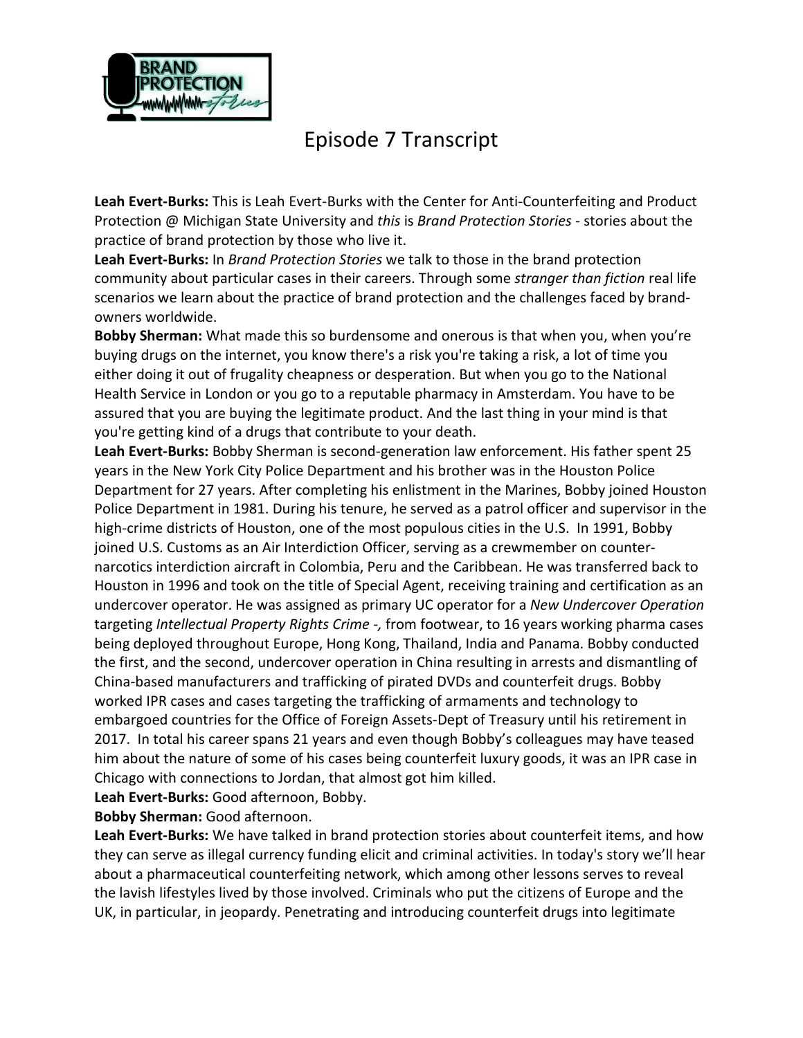# Episode 7 Transcript

**Leah Evert-Burks:** This is Leah Evert-Burks with the Center for Anti-Counterfeiting and Product Protection @ Michigan State University and *this* is *Brand Protection Stories* - stories about the practice of brand protection by those who live it.

**Leah Evert-Burks:** In *Brand Protection Stories* we talk to those in the brand protection community about particular cases in their careers. Through some *stranger than fiction* real life scenarios we learn about the practice of brand protection and the challenges faced by brand-owners worldwide.

**Bobby Sherman:** What made this so burdensome and onerous is that when you, when you're buying drugs on the internet, you know there's a risk you're taking a risk, a lot of time you either doing it out of frugality cheapness or desperation. But when you go to the National Health Service in London or you go to a reputable pharmacy in Amsterdam. You have to be assured that you are buying the legitimate product. And the last thing in your mind is that you're getting kind of a drugs that contribute to your death.

**Leah Evert-Burks:** Bobby Sherman is second-generation law enforcement. His father spent 25 years in the New York City Police Department and his brother was in the Houston Police Department for 27 years. After completing his enlistment in the Marines, Bobby joined Houston Police Department in 1981. During his tenure, he served as a patrol officer and supervisor in the high-crime districts of Houston, one of the most populous cities in the U.S. In 1991, Bobby joined U.S. Customs as an Air Interdiction Officer, serving as a crewmember on counter-narcotics interdiction aircraft in Colombia, Peru and the Caribbean. He was transferred back to Houston in 1996 and took on the title of Special Agent, receiving training and certification as an undercover operator. He was assigned as primary UC operator for a *New Undercover Operation* targeting *Intellectual Property Rights Crime -,* from footwear, to 16 years working pharma cases being deployed throughout Europe, Hong Kong, Thailand, India and Panama. Bobby conducted the first, and the second, undercover operation in China resulting in arrests and dismantling of China-based manufacturers and trafficking of pirated DVDs and counterfeit drugs. Bobby worked IPR cases and cases targeting the trafficking of armaments and technology to embargoed countries for the Office of Foreign Assets-Dept of Treasury until his retirement in 2017. In total his career spans 21 years and even though Bobby's colleagues may have teased him about the nature of some of his cases being counterfeit luxury goods, it was an IPR case in Chicago with connections to Jordan, that almost got him killed.

**Leah Evert-Burks:** Good afternoon, Bobby.

**Bobby Sherman:** Good afternoon.

**Leah Evert-Burks:** We have talked in brand protection stories about counterfeit items, and how they can serve as illegal currency funding elicit and criminal activities. In today's story we'll hear about a pharmaceutical counterfeiting network, which among other lessons serves to reveal the lavish lifestyles lived by those involved. Criminals who put the citizens of Europe and the UK, in particular, in jeopardy. Penetrating and introducing counterfeit drugs into legitimate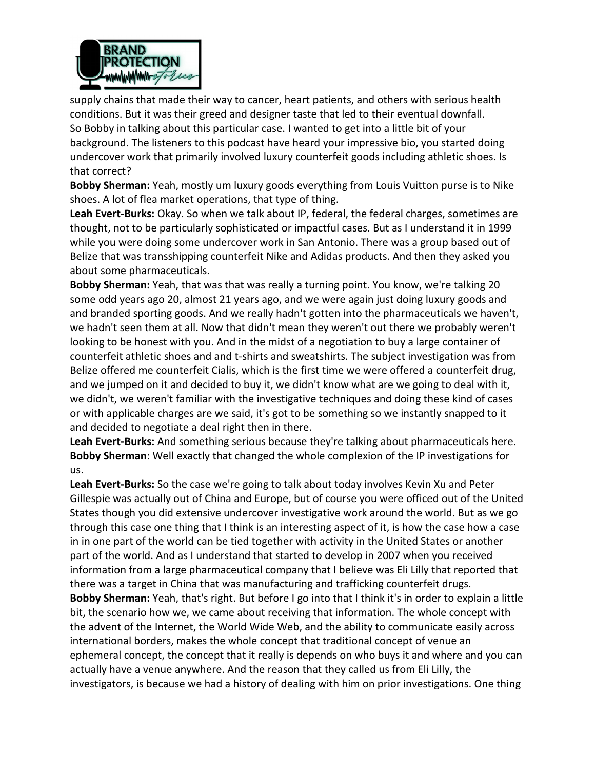supply chains that made their way to cancer, heart patients, and others with serious health conditions. But it was their greed and designer taste that led to their eventual downfall. So Bobby in talking about this particular case. I wanted to get into a little bit of your background. The listeners to this podcast have heard your impressive bio, you started doing undercover work that primarily involved luxury counterfeit goods including athletic shoes. Is that correct?

**Bobby Sherman:** Yeah, mostly um luxury goods everything from Louis Vuitton purse is to Nike shoes. A lot of flea market operations, that type of thing.

**Leah Evert-Burks:** Okay. So when we talk about IP, federal, the federal charges, sometimes are thought, not to be particularly sophisticated or impactful cases. But as I understand it in 1999 while you were doing some undercover work in San Antonio. There was a group based out of Belize that was transshipping counterfeit Nike and Adidas products. And then they asked you about some pharmaceuticals.

**Bobby Sherman:** Yeah, that was that was really a turning point. You know, we're talking 20 some odd years ago 20, almost 21 years ago, and we were again just doing luxury goods and and branded sporting goods. And we really hadn't gotten into the pharmaceuticals we haven't, we hadn't seen them at all. Now that didn't mean they weren't out there we probably weren't looking to be honest with you. And in the midst of a negotiation to buy a large container of counterfeit athletic shoes and and t-shirts and sweatshirts. The subject investigation was from Belize offered me counterfeit Cialis, which is the first time we were offered a counterfeit drug, and we jumped on it and decided to buy it, we didn't know what are we going to deal with it, we didn't, we weren't familiar with the investigative techniques and doing these kind of cases or with applicable charges are we said, it's got to be something so we instantly snapped to it and decided to negotiate a deal right then in there.

**Leah Evert-Burks:** And something serious because they're talking about pharmaceuticals here.

**Bobby Sherman**: Well exactly that changed the whole complexion of the IP investigations for us.

**Leah Evert-Burks:** So the case we're going to talk about today involves Kevin Xu and Peter Gillespie was actually out of China and Europe, but of course you were officed out of the United States though you did extensive undercover investigative work around the world. But as we go through this case one thing that I think is an interesting aspect of it, is how the case how a case in in one part of the world can be tied together with activity in the United States or another part of the world. And as I understand that started to develop in 2007 when you received information from a large pharmaceutical company that I believe was Eli Lilly that reported that there was a target in China that was manufacturing and trafficking counterfeit drugs.

**Bobby Sherman:** Yeah, that's right. But before I go into that I think it's in order to explain a little bit, the scenario how we, we came about receiving that information. The whole concept with the advent of the Internet, the World Wide Web, and the ability to communicate easily across international borders, makes the whole concept that traditional concept of venue an ephemeral concept, the concept that it really is depends on who buys it and where and you can actually have a venue anywhere. And the reason that they called us from Eli Lilly, the investigators, is because we had a history of dealing with him on prior investigations. One thing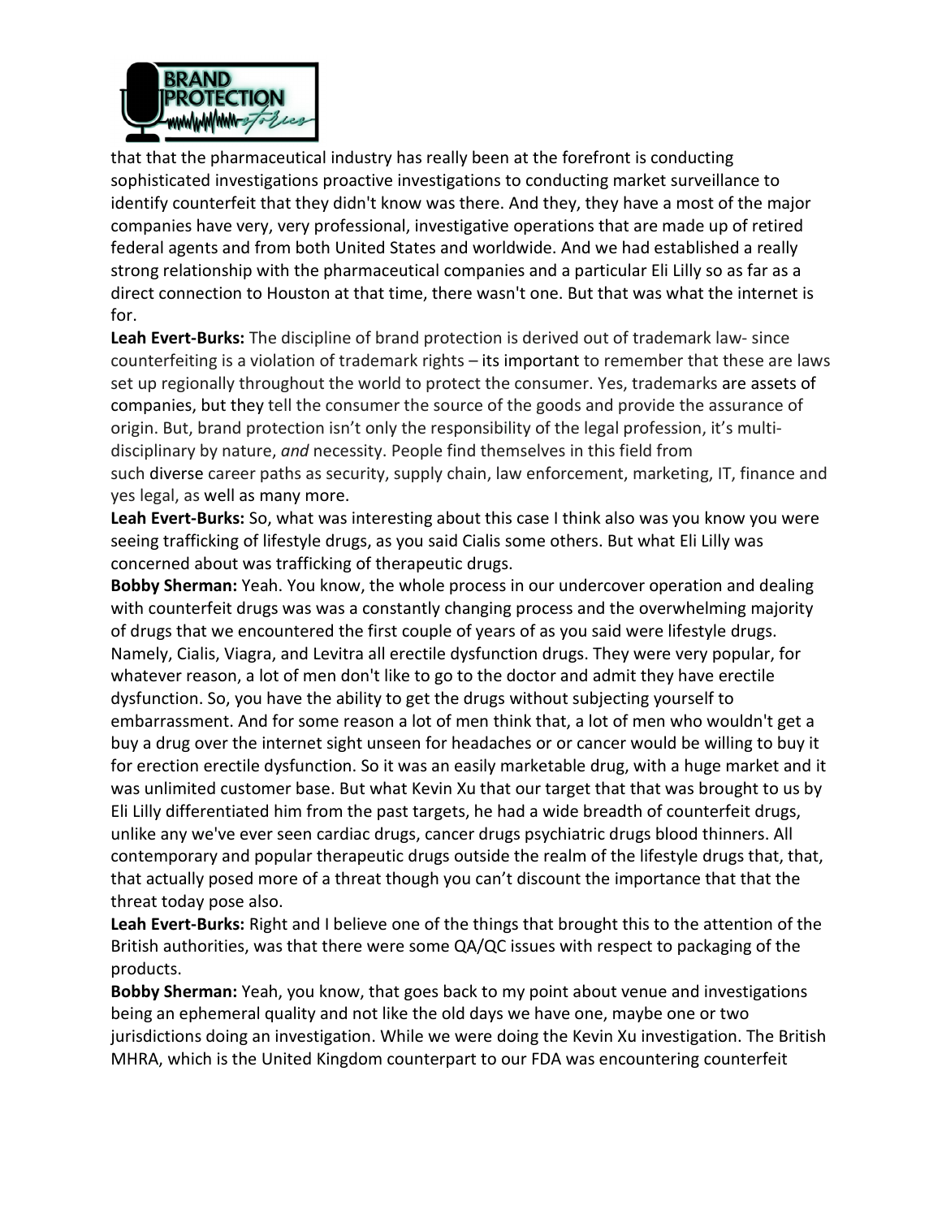that that the pharmaceutical industry has really been at the forefront is conducting sophisticated investigations proactive investigations to conducting market surveillance to identify counterfeit that they didn't know was there. And they, they have a most of the major companies have very, very professional, investigative operations that are made up of retired federal agents and from both United States and worldwide. And we had established a really strong relationship with the pharmaceutical companies and a particular Eli Lilly so as far as a direct connection to Houston at that time, there wasn't one. But that was what the internet is for.

**Leah Evert-Burks:** The discipline of brand protection is derived out of trademark law- since counterfeiting is a violation of trademark rights – its important to remember that these are laws set up regionally throughout the world to protect the consumer. Yes, trademarks are assets of companies, but they tell the consumer the source of the goods and provide the assurance of origin. But, brand protection isn't only the responsibility of the legal profession, it's multi-disciplinary by nature, *and* necessity. People find themselves in this field from such diverse career paths as security, supply chain, law enforcement, marketing, IT, finance and yes legal, as well as many more.

**Leah Evert-Burks:** So, what was interesting about this case I think also was you know you were seeing trafficking of lifestyle drugs, as you said Cialis some others. But what Eli Lilly was concerned about was trafficking of therapeutic drugs.

**Bobby Sherman:** Yeah. You know, the whole process in our undercover operation and dealing with counterfeit drugs was was a constantly changing process and the overwhelming majority of drugs that we encountered the first couple of years of as you said were lifestyle drugs. Namely, Cialis, Viagra, and Levitra all erectile dysfunction drugs. They were very popular, for whatever reason, a lot of men don't like to go to the doctor and admit they have erectile dysfunction. So, you have the ability to get the drugs without subjecting yourself to embarrassment. And for some reason a lot of men think that, a lot of men who wouldn't get a buy a drug over the internet sight unseen for headaches or or cancer would be willing to buy it for erection erectile dysfunction. So it was an easily marketable drug, with a huge market and it was unlimited customer base. But what Kevin Xu that our target that that was brought to us by Eli Lilly differentiated him from the past targets, he had a wide breadth of counterfeit drugs, unlike any we've ever seen cardiac drugs, cancer drugs psychiatric drugs blood thinners. All contemporary and popular therapeutic drugs outside the realm of the lifestyle drugs that, that, that actually posed more of a threat though you can't discount the importance that that the threat today pose also.

**Leah Evert-Burks:** Right and I believe one of the things that brought this to the attention of the British authorities, was that there were some QA/QC issues with respect to packaging of the products.

**Bobby Sherman:** Yeah, you know, that goes back to my point about venue and investigations being an ephemeral quality and not like the old days we have one, maybe one or two jurisdictions doing an investigation. While we were doing the Kevin Xu investigation. The British MHRA, which is the United Kingdom counterpart to our FDA was encountering counterfeit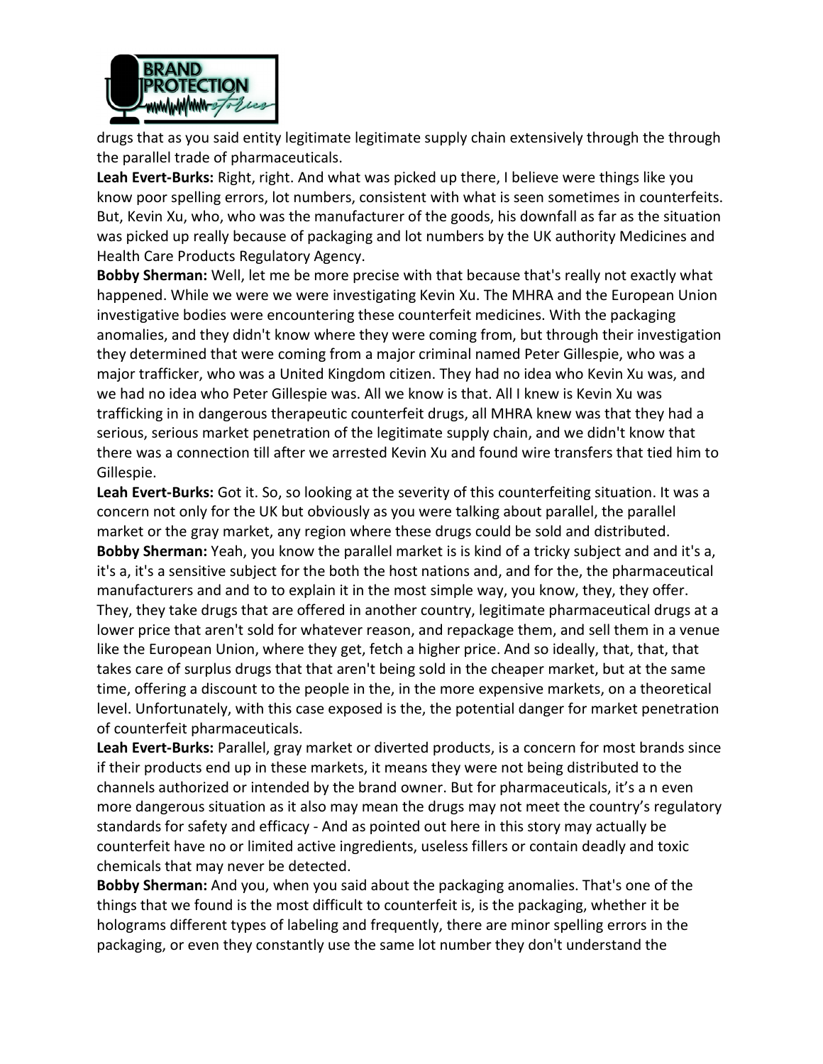drugs that as you said entity legitimate legitimate supply chain extensively through the through the parallel trade of pharmaceuticals.

**Leah Evert-Burks:** Right, right. And what was picked up there, I believe were things like you know poor spelling errors, lot numbers, consistent with what is seen sometimes in counterfeits. But, Kevin Xu, who, who was the manufacturer of the goods, his downfall as far as the situation was picked up really because of packaging and lot numbers by the UK authority Medicines and Health Care Products Regulatory Agency.

**Bobby Sherman:** Well, let me be more precise with that because that's really not exactly what happened. While we were we were investigating Kevin Xu. The MHRA and the European Union investigative bodies were encountering these counterfeit medicines. With the packaging anomalies, and they didn't know where they were coming from, but through their investigation they determined that were coming from a major criminal named Peter Gillespie, who was a major trafficker, who was a United Kingdom citizen. They had no idea who Kevin Xu was, and we had no idea who Peter Gillespie was. All we know is that. All I knew is Kevin Xu was trafficking in in dangerous therapeutic counterfeit drugs, all MHRA knew was that they had a serious, serious market penetration of the legitimate supply chain, and we didn't know that there was a connection till after we arrested Kevin Xu and found wire transfers that tied him to Gillespie.

**Leah Evert-Burks:** Got it. So, so looking at the severity of this counterfeiting situation. It was a concern not only for the UK but obviously as you were talking about parallel, the parallel market or the gray market, any region where these drugs could be sold and distributed.

**Bobby Sherman:** Yeah, you know the parallel market is is kind of a tricky subject and and it's a, it's a, it's a sensitive subject for the both the host nations and, and for the, the pharmaceutical manufacturers and and to to explain it in the most simple way, you know, they, they offer. They, they take drugs that are offered in another country, legitimate pharmaceutical drugs at a lower price that aren't sold for whatever reason, and repackage them, and sell them in a venue like the European Union, where they get, fetch a higher price. And so ideally, that, that, that takes care of surplus drugs that that aren't being sold in the cheaper market, but at the same time, offering a discount to the people in the, in the more expensive markets, on a theoretical level. Unfortunately, with this case exposed is the, the potential danger for market penetration of counterfeit pharmaceuticals.

**Leah Evert-Burks:** Parallel, gray market or diverted products, is a concern for most brands since if their products end up in these markets, it means they were not being distributed to the channels authorized or intended by the brand owner. But for pharmaceuticals, it's a n even more dangerous situation as it also may mean the drugs may not meet the country's regulatory standards for safety and efficacy - And as pointed out here in this story may actually be counterfeit have no or limited active ingredients, useless fillers or contain deadly and toxic chemicals that may never be detected.

**Bobby Sherman:** And you, when you said about the packaging anomalies. That's one of the things that we found is the most difficult to counterfeit is, is the packaging, whether it be holograms different types of labeling and frequently, there are minor spelling errors in the packaging, or even they constantly use the same lot number they don't understand the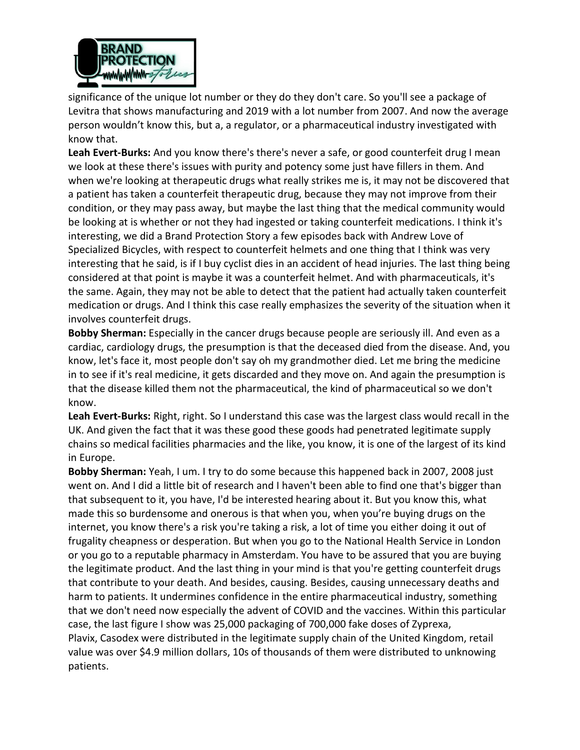significance of the unique lot number or they do they don't care. So you'll see a package of Levitra that shows manufacturing and 2019 with a lot number from 2007. And now the average person wouldn't know this, but a, a regulator, or a pharmaceutical industry investigated with know that.

**Leah Evert-Burks:** And you know there's there's never a safe, or good counterfeit drug I mean we look at these there's issues with purity and potency some just have fillers in them. And when we're looking at therapeutic drugs what really strikes me is, it may not be discovered that a patient has taken a counterfeit therapeutic drug, because they may not improve from their condition, or they may pass away, but maybe the last thing that the medical community would be looking at is whether or not they had ingested or taking counterfeit medications. I think it's interesting, we did a Brand Protection Story a few episodes back with Andrew Love of Specialized Bicycles, with respect to counterfeit helmets and one thing that I think was very interesting that he said, is if I buy cyclist dies in an accident of head injuries. The last thing being considered at that point is maybe it was a counterfeit helmet. And with pharmaceuticals, it's the same. Again, they may not be able to detect that the patient had actually taken counterfeit medication or drugs. And I think this case really emphasizes the severity of the situation when it involves counterfeit drugs.

**Bobby Sherman:** Especially in the cancer drugs because people are seriously ill. And even as a cardiac, cardiology drugs, the presumption is that the deceased died from the disease. And, you know, let's face it, most people don't say oh my grandmother died. Let me bring the medicine in to see if it's real medicine, it gets discarded and they move on. And again the presumption is that the disease killed them not the pharmaceutical, the kind of pharmaceutical so we don't know.

**Leah Evert-Burks:** Right, right. So I understand this case was the largest class would recall in the UK. And given the fact that it was these good these goods had penetrated legitimate supply chains so medical facilities pharmacies and the like, you know, it is one of the largest of its kind in Europe.

**Bobby Sherman:** Yeah, I um. I try to do some because this happened back in 2007, 2008 just went on. And I did a little bit of research and I haven't been able to find one that's bigger than that subsequent to it, you have, I'd be interested hearing about it. But you know this, what made this so burdensome and onerous is that when you, when you're buying drugs on the internet, you know there's a risk you're taking a risk, a lot of time you either doing it out of frugality cheapness or desperation. But when you go to the National Health Service in London or you go to a reputable pharmacy in Amsterdam. You have to be assured that you are buying the legitimate product. And the last thing in your mind is that you're getting counterfeit drugs that contribute to your death. And besides, causing. Besides, causing unnecessary deaths and harm to patients. It undermines confidence in the entire pharmaceutical industry, something that we don't need now especially the advent of COVID and the vaccines. Within this particular case, the last figure I show was 25,000 packaging of 700,000 fake doses of Zyprexa, Plavix, Casodex were distributed in the legitimate supply chain of the United Kingdom, retail value was over $4.9 million dollars, 10s of thousands of them were distributed to unknowing patients.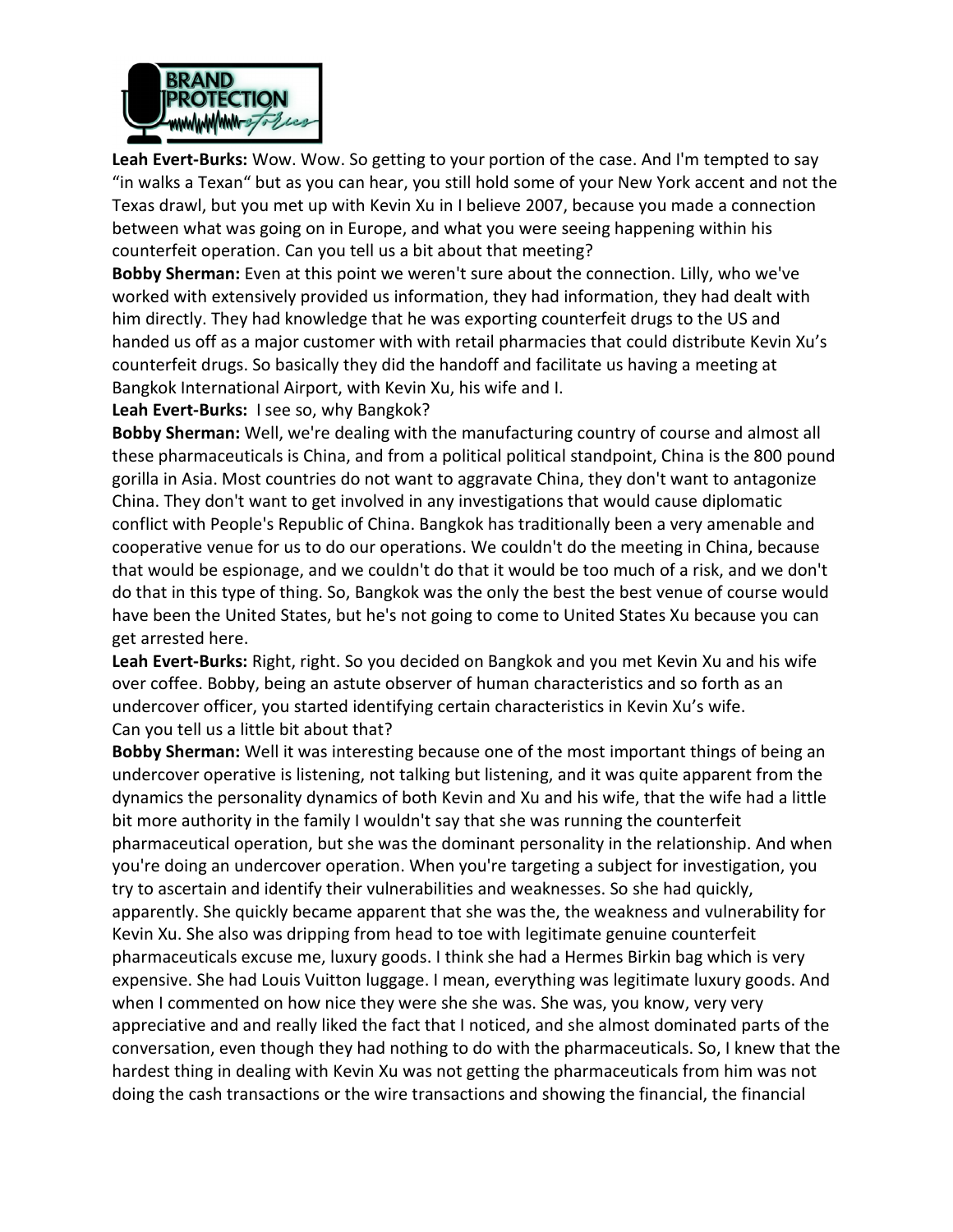**Leah Evert-Burks:** Wow. Wow. So getting to your portion of the case. And I'm tempted to say "in walks a Texan" but as you can hear, you still hold some of your New York accent and not the Texas drawl, but you met up with Kevin Xu in I believe 2007, because you made a connection between what was going on in Europe, and what you were seeing happening within his counterfeit operation. Can you tell us a bit about that meeting?

**Bobby Sherman:** Even at this point we weren't sure about the connection. Lilly, who we've worked with extensively provided us information, they had information, they had dealt with him directly. They had knowledge that he was exporting counterfeit drugs to the US and handed us off as a major customer with with retail pharmacies that could distribute Kevin Xu's counterfeit drugs. So basically they did the handoff and facilitate us having a meeting at Bangkok International Airport, with Kevin Xu, his wife and I.

**Leah Evert-Burks:** I see so, why Bangkok?

**Bobby Sherman:** Well, we're dealing with the manufacturing country of course and almost all these pharmaceuticals is China, and from a political political standpoint, China is the 800 pound gorilla in Asia. Most countries do not want to aggravate China, they don't want to antagonize China. They don't want to get involved in any investigations that would cause diplomatic conflict with People's Republic of China. Bangkok has traditionally been a very amenable and cooperative venue for us to do our operations. We couldn't do the meeting in China, because that would be espionage, and we couldn't do that it would be too much of a risk, and we don't do that in this type of thing. So, Bangkok was the only the best the best venue of course would have been the United States, but he's not going to come to United States Xu because you can get arrested here.

**Leah Evert-Burks:** Right, right. So you decided on Bangkok and you met Kevin Xu and his wife over coffee. Bobby, being an astute observer of human characteristics and so forth as an undercover officer, you started identifying certain characteristics in Kevin Xu's wife. Can you tell us a little bit about that?

**Bobby Sherman:** Well it was interesting because one of the most important things of being an undercover operative is listening, not talking but listening, and it was quite apparent from the dynamics the personality dynamics of both Kevin and Xu and his wife, that the wife had a little bit more authority in the family I wouldn't say that she was running the counterfeit pharmaceutical operation, but she was the dominant personality in the relationship. And when you're doing an undercover operation. When you're targeting a subject for investigation, you try to ascertain and identify their vulnerabilities and weaknesses. So she had quickly, apparently. She quickly became apparent that she was the, the weakness and vulnerability for Kevin Xu. She also was dripping from head to toe with legitimate genuine counterfeit pharmaceuticals excuse me, luxury goods. I think she had a Hermes Birkin bag which is very expensive. She had Louis Vuitton luggage. I mean, everything was legitimate luxury goods. And when I commented on how nice they were she she was. She was, you know, very very appreciative and and really liked the fact that I noticed, and she almost dominated parts of the conversation, even though they had nothing to do with the pharmaceuticals. So, I knew that the hardest thing in dealing with Kevin Xu was not getting the pharmaceuticals from him was not doing the cash transactions or the wire transactions and showing the financial, the financial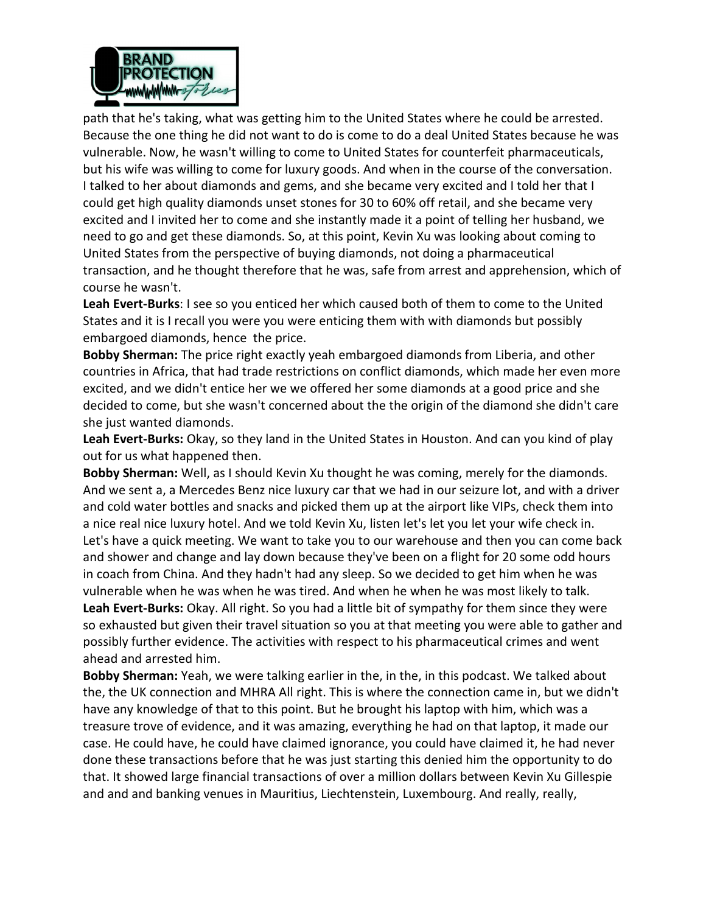path that he's taking, what was getting him to the United States where he could be arrested. Because the one thing he did not want to do is come to do a deal United States because he was vulnerable. Now, he wasn't willing to come to United States for counterfeit pharmaceuticals, but his wife was willing to come for luxury goods. And when in the course of the conversation. I talked to her about diamonds and gems, and she became very excited and I told her that I could get high quality diamonds unset stones for 30 to 60% off retail, and she became very excited and I invited her to come and she instantly made it a point of telling her husband, we need to go and get these diamonds. So, at this point, Kevin Xu was looking about coming to United States from the perspective of buying diamonds, not doing a pharmaceutical transaction, and he thought therefore that he was, safe from arrest and apprehension, which of course he wasn't.

**Leah Evert-Burks**: I see so you enticed her which caused both of them to come to the United States and it is I recall you were you were enticing them with with diamonds but possibly embargoed diamonds, hence the price.

**Bobby Sherman:** The price right exactly yeah embargoed diamonds from Liberia, and other countries in Africa, that had trade restrictions on conflict diamonds, which made her even more excited, and we didn't entice her we we offered her some diamonds at a good price and she decided to come, but she wasn't concerned about the the origin of the diamond she didn't care she just wanted diamonds.

**Leah Evert-Burks:** Okay, so they land in the United States in Houston. And can you kind of play out for us what happened then.

**Bobby Sherman:** Well, as I should Kevin Xu thought he was coming, merely for the diamonds. And we sent a, a Mercedes Benz nice luxury car that we had in our seizure lot, and with a driver and cold water bottles and snacks and picked them up at the airport like VIPs, check them into a nice real nice luxury hotel. And we told Kevin Xu, listen let's let you let your wife check in. Let's have a quick meeting. We want to take you to our warehouse and then you can come back and shower and change and lay down because they've been on a flight for 20 some odd hours in coach from China. And they hadn't had any sleep. So we decided to get him when he was vulnerable when he was when he was tired. And when he when he was most likely to talk.

**Leah Evert-Burks:** Okay. All right. So you had a little bit of sympathy for them since they were so exhausted but given their travel situation so you at that meeting you were able to gather and possibly further evidence. The activities with respect to his pharmaceutical crimes and went ahead and arrested him.

**Bobby Sherman:** Yeah, we were talking earlier in the, in the, in this podcast. We talked about the, the UK connection and MHRA All right. This is where the connection came in, but we didn't have any knowledge of that to this point. But he brought his laptop with him, which was a treasure trove of evidence, and it was amazing, everything he had on that laptop, it made our case. He could have, he could have claimed ignorance, you could have claimed it, he had never done these transactions before that he was just starting this denied him the opportunity to do that. It showed large financial transactions of over a million dollars between Kevin Xu Gillespie and and and banking venues in Mauritius, Liechtenstein, Luxembourg. And really, really,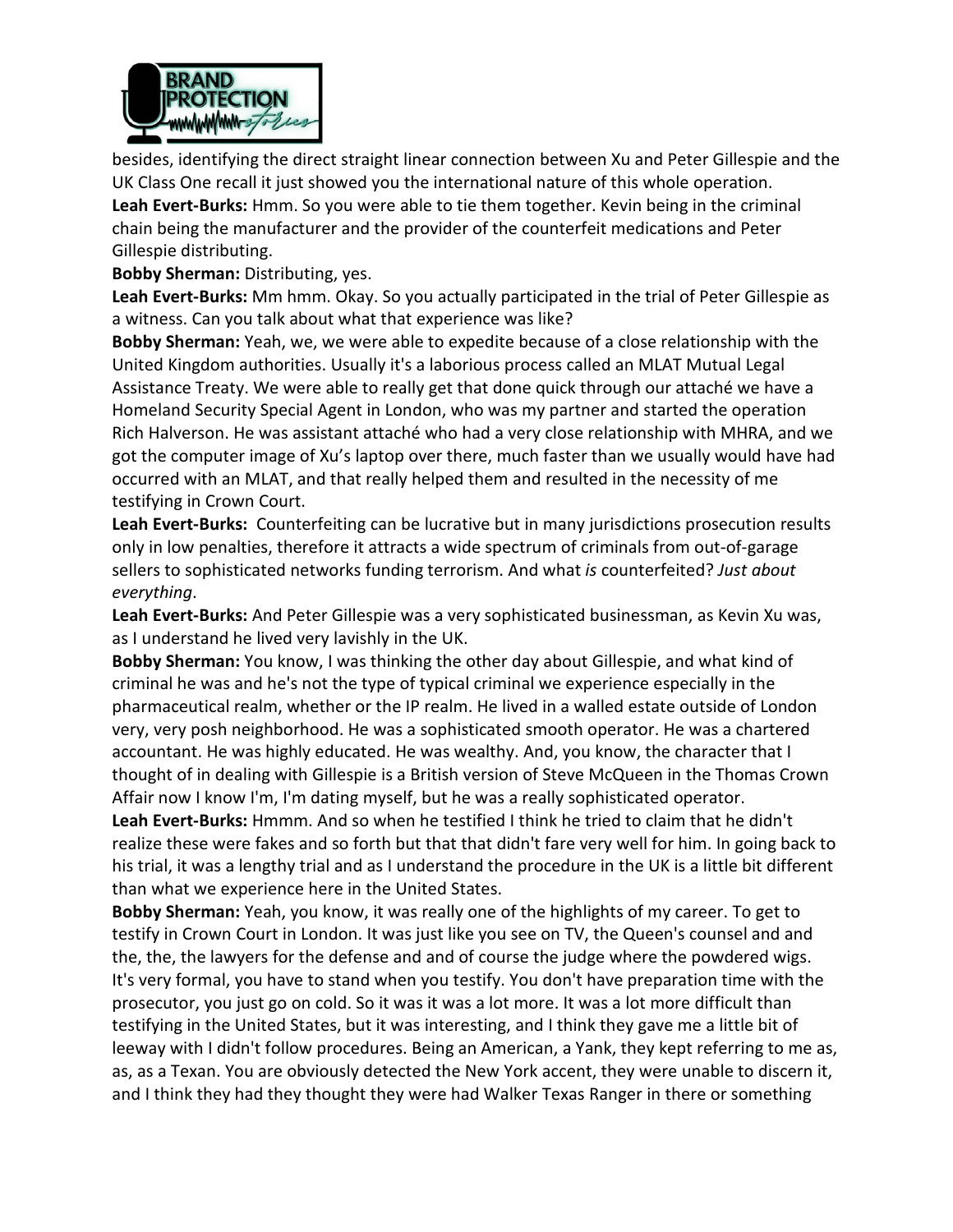besides, identifying the direct straight linear connection between Xu and Peter Gillespie and the UK Class One recall it just showed you the international nature of this whole operation.

**Leah Evert-Burks:** Hmm. So you were able to tie them together. Kevin being in the criminal chain being the manufacturer and the provider of the counterfeit medications and Peter Gillespie distributing.

**Bobby Sherman:** Distributing, yes.

**Leah Evert-Burks:** Mm hmm. Okay. So you actually participated in the trial of Peter Gillespie as a witness. Can you talk about what that experience was like?

**Bobby Sherman:** Yeah, we, we were able to expedite because of a close relationship with the United Kingdom authorities. Usually it's a laborious process called an MLAT Mutual Legal Assistance Treaty. We were able to really get that done quick through our attaché we have a Homeland Security Special Agent in London, who was my partner and started the operation Rich Halverson. He was assistant attaché who had a very close relationship with MHRA, and we got the computer image of Xu's laptop over there, much faster than we usually would have had occurred with an MLAT, and that really helped them and resulted in the necessity of me testifying in Crown Court.

**Leah Evert-Burks:** Counterfeiting can be lucrative but in many jurisdictions prosecution results only in low penalties, therefore it attracts a wide spectrum of criminals from out-of-garage sellers to sophisticated networks funding terrorism. And what *is* counterfeited? *Just about everything*.

**Leah Evert-Burks:** And Peter Gillespie was a very sophisticated businessman, as Kevin Xu was, as I understand he lived very lavishly in the UK.

**Bobby Sherman:** You know, I was thinking the other day about Gillespie, and what kind of criminal he was and he's not the type of typical criminal we experience especially in the pharmaceutical realm, whether or the IP realm. He lived in a walled estate outside of London very, very posh neighborhood. He was a sophisticated smooth operator. He was a chartered accountant. He was highly educated. He was wealthy. And, you know, the character that I thought of in dealing with Gillespie is a British version of Steve McQueen in the Thomas Crown Affair now I know I'm, I'm dating myself, but he was a really sophisticated operator.

**Leah Evert-Burks:** Hmmm. And so when he testified I think he tried to claim that he didn't realize these were fakes and so forth but that that didn't fare very well for him. In going back to his trial, it was a lengthy trial and as I understand the procedure in the UK is a little bit different than what we experience here in the United States.

**Bobby Sherman:** Yeah, you know, it was really one of the highlights of my career. To get to testify in Crown Court in London. It was just like you see on TV, the Queen's counsel and and the, the, the lawyers for the defense and and of course the judge where the powdered wigs. It's very formal, you have to stand when you testify. You don't have preparation time with the prosecutor, you just go on cold. So it was it was a lot more. It was a lot more difficult than testifying in the United States, but it was interesting, and I think they gave me a little bit of leeway with I didn't follow procedures. Being an American, a Yank, they kept referring to me as, as, as a Texan. You are obviously detected the New York accent, they were unable to discern it, and I think they had they thought they were had Walker Texas Ranger in there or something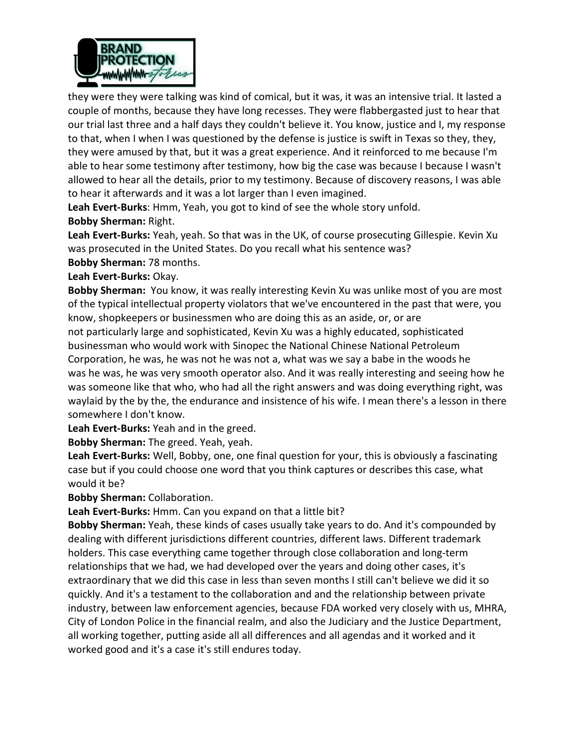they were they were talking was kind of comical, but it was, it was an intensive trial. It lasted a couple of months, because they have long recesses. They were flabbergasted just to hear that our trial last three and a half days they couldn't believe it. You know, justice and I, my response to that, when I when I was questioned by the defense is justice is swift in Texas so they, they, they were amused by that, but it was a great experience. And it reinforced to me because I'm able to hear some testimony after testimony, how big the case was because I because I wasn't allowed to hear all the details, prior to my testimony. Because of discovery reasons, I was able to hear it afterwards and it was a lot larger than I even imagined.

**Leah Evert-Burks**: Hmm, Yeah, you got to kind of see the whole story unfold.

**Bobby Sherman:** Right.

**Leah Evert-Burks:** Yeah, yeah. So that was in the UK, of course prosecuting Gillespie. Kevin Xu was prosecuted in the United States. Do you recall what his sentence was?

**Bobby Sherman:** 78 months.

**Leah Evert-Burks:** Okay.

**Bobby Sherman:** You know, it was really interesting Kevin Xu was unlike most of you are most of the typical intellectual property violators that we've encountered in the past that were, you know, shopkeepers or businessmen who are doing this as an aside, or, or are not particularly large and sophisticated, Kevin Xu was a highly educated, sophisticated businessman who would work with Sinopec the National Chinese National Petroleum Corporation, he was, he was not he was not a, what was we say a babe in the woods he was he was, he was very smooth operator also. And it was really interesting and seeing how he was someone like that who, who had all the right answers and was doing everything right, was waylaid by the by the, the endurance and insistence of his wife. I mean there's a lesson in there somewhere I don't know.

**Leah Evert-Burks:** Yeah and in the greed.

**Bobby Sherman:** The greed. Yeah, yeah.

**Leah Evert-Burks:** Well, Bobby, one, one final question for your, this is obviously a fascinating case but if you could choose one word that you think captures or describes this case, what would it be?

**Bobby Sherman:** Collaboration.

**Leah Evert-Burks:** Hmm. Can you expand on that a little bit?

**Bobby Sherman:** Yeah, these kinds of cases usually take years to do. And it's compounded by dealing with different jurisdictions different countries, different laws. Different trademark holders. This case everything came together through close collaboration and long-term relationships that we had, we had developed over the years and doing other cases, it's extraordinary that we did this case in less than seven months I still can't believe we did it so quickly. And it's a testament to the collaboration and and the relationship between private industry, between law enforcement agencies, because FDA worked very closely with us, MHRA, City of London Police in the financial realm, and also the Judiciary and the Justice Department, all working together, putting aside all all differences and all agendas and it worked and it worked good and it's a case it's still endures today.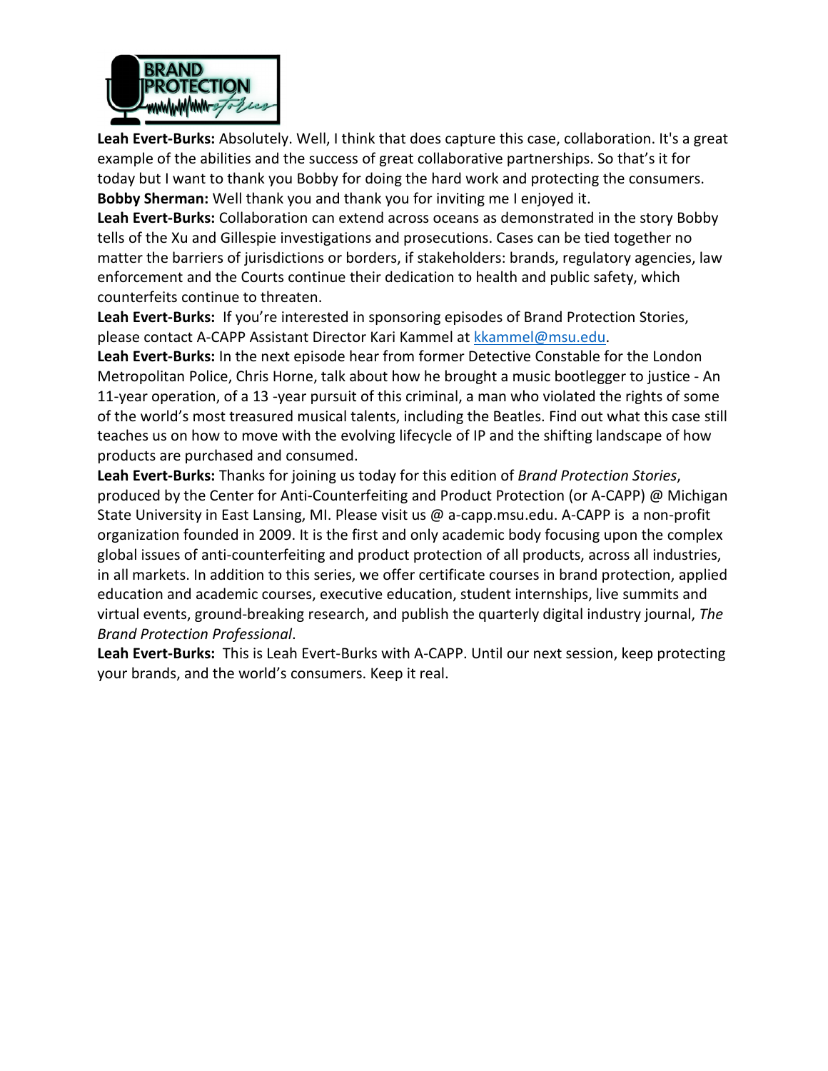**Leah Evert-Burks:** Absolutely. Well, I think that does capture this case, collaboration. It's a great example of the abilities and the success of great collaborative partnerships. So that's it for today but I want to thank you Bobby for doing the hard work and protecting the consumers.

**Bobby Sherman:** Well thank you and thank you for inviting me I enjoyed it.

**Leah Evert-Burks:** Collaboration can extend across oceans as demonstrated in the story Bobby tells of the Xu and Gillespie investigations and prosecutions. Cases can be tied together no matter the barriers of jurisdictions or borders, if stakeholders: brands, regulatory agencies, law enforcement and the Courts continue their dedication to health and public safety, which counterfeits continue to threaten.

**Leah Evert-Burks:** If you're interested in sponsoring episodes of Brand Protection Stories, please contact A-CAPP Assistant Director Kari Kammel at kkammel@msu.edu.

**Leah Evert-Burks:** In the next episode hear from former Detective Constable for the London Metropolitan Police, Chris Horne, talk about how he brought a music bootlegger to justice - An 11-year operation, of a 13 -year pursuit of this criminal, a man who violated the rights of some of the world's most treasured musical talents, including the Beatles. Find out what this case still teaches us on how to move with the evolving lifecycle of IP and the shifting landscape of how products are purchased and consumed.

**Leah Evert-Burks:** Thanks for joining us today for this edition of *Brand Protection Stories*, produced by the Center for Anti-Counterfeiting and Product Protection (or A-CAPP) @ Michigan State University in East Lansing, MI. Please visit us @ a-capp.msu.edu. A-CAPP is a non-profit organization founded in 2009. It is the first and only academic body focusing upon the complex global issues of anti-counterfeiting and product protection of all products, across all industries, in all markets. In addition to this series, we offer certificate courses in brand protection, applied education and academic courses, executive education, student internships, live summits and virtual events, ground-breaking research, and publish the quarterly digital industry journal, *The Brand Protection Professional*.

**Leah Evert-Burks:** This is Leah Evert-Burks with A-CAPP. Until our next session, keep protecting your brands, and the world's consumers. Keep it real.